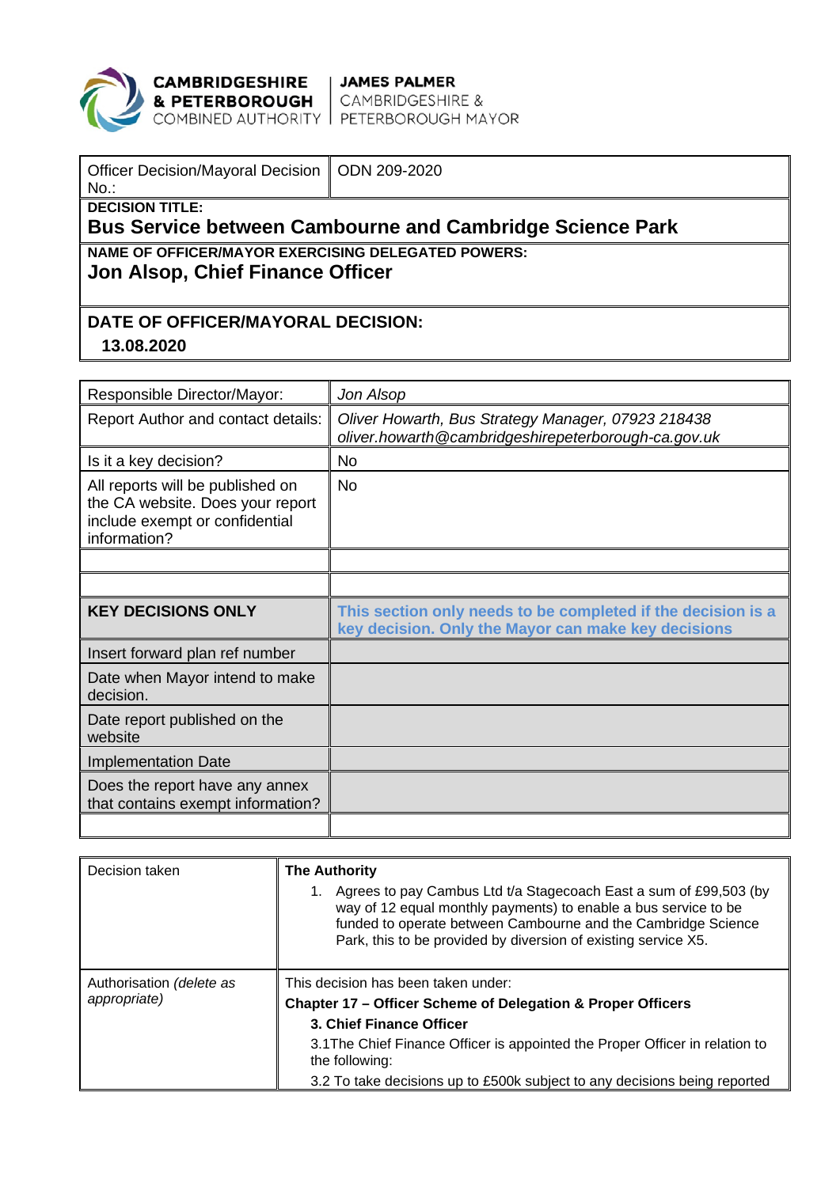**CAMBRIDGESHIRE & PETERBOROUGH** COMBINED AUTHORITY | **JAMES PALMER** CAMBRIDGESHIRE & PETERBOROUGH MAYOR

| Officer Decision/Mayoral Decision No.: | ODN 209-2020 |
|---|---|
| **DECISION TITLE:** **Bus Service between Cambourne and Cambridge Science Park** | |
| **NAME OF OFFICER/MAYOR EXERCISING DELEGATED POWERS:** **Jon Alsop, Chief Finance Officer** | |
| **DATE OF OFFICER/MAYORAL DECISION:** **13.08.2020** | |

| Responsible Director/Mayor: | *Jon Alsop* |
|---|---|
| Report Author and contact details: | *Oliver Howarth, Bus Strategy Manager, 07923 218438 oliver.howarth@cambridgeshirepeterborough-ca.gov.uk* |
| Is it a key decision? | No |
| All reports will be published on the CA website. Does your report include exempt or confidential information? | No |
| | |
| | |
| **KEY DECISIONS ONLY** | **This section only needs to be completed if the decision is a key decision. Only the Mayor can make key decisions** |
| Insert forward plan ref number | |
| Date when Mayor intend to make decision. | |
| Date report published on the website | |
| Implementation Date | |
| Does the report have any annex that contains exempt information? | |
| | |

| Decision taken | **The Authority**<br>1. Agrees to pay Cambus Ltd t/a Stagecoach East a sum of £99,503 (by way of 12 equal monthly payments) to enable a bus service to be funded to operate between Cambourne and the Cambridge Science Park, this to be provided by diversion of existing service X5. |
|---|---|
| Authorisation *(delete as appropriate)* | This decision has been taken under:<br>**Chapter 17 – Officer Scheme of Delegation & Proper Officers**<br>**3. Chief Finance Officer**<br>3.1The Chief Finance Officer is appointed the Proper Officer in relation to the following:<br>3.2 To take decisions up to £500k subject to any decisions being reported |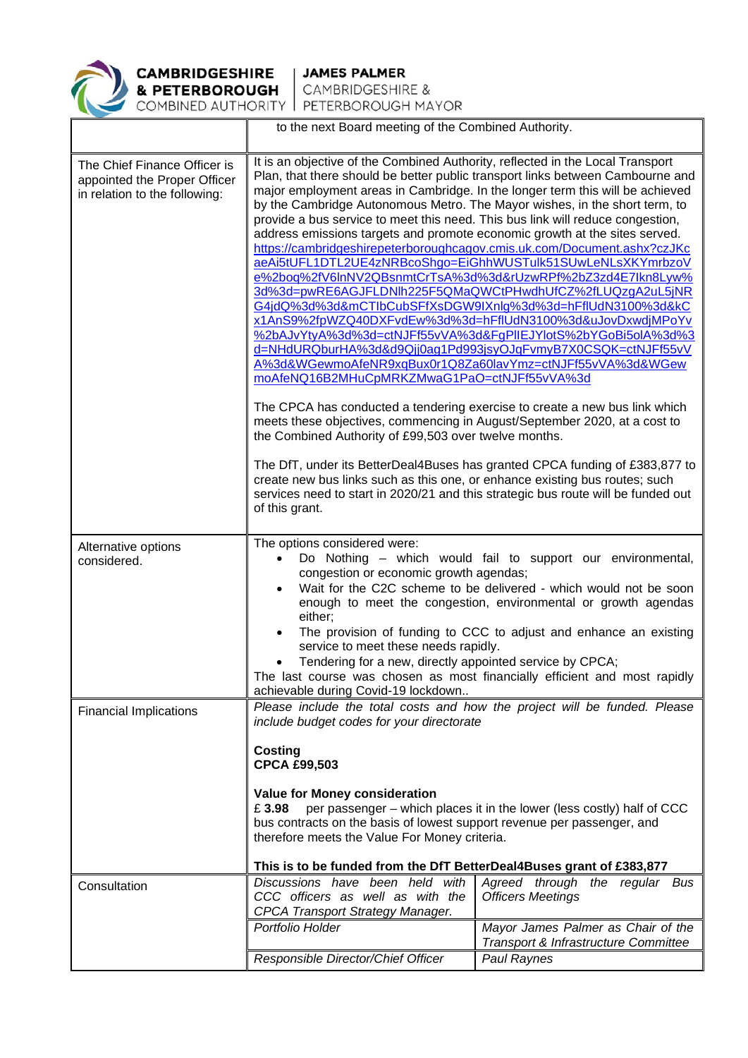| | |
|---|---|
| | to the next Board meeting of the Combined Authority. |
| The Chief Finance Officer is appointed the Proper Officer in relation to the following: | It is an objective of the Combined Authority, reflected in the Local Transport Plan, that there should be better public transport links between Cambourne and major employment areas in Cambridge. In the longer term this will be achieved by the Cambridge Autonomous Metro. The Mayor wishes, in the short term, to provide a bus service to meet this need. This bus link will reduce congestion, address emissions targets and promote economic growth at the sites served. https://cambridgeshirepeterboroughcagov.cmis.uk.com/Document.ashx?czJKcaeAi5tUFL1DTL2UE4zNRBcoShgo=EiGhhWUSTulk51SUwLeNLsXKYmrbzoVe%2boq%2fV6lnNV2QBsnmtCrTsA%3d%3d&rUzwRPf%2bZ3zd4E7Ikn8Lyw%3d%3d=pwRE6AGJFLDNlh225F5QMaQWCtPHwdhUfCZ%2fLUQzgA2uL5jNRG4jdQ%3d%3d&mCTIbCubSFfXsDGW9IXnlg%3d%3d=hFflUdN3100%3d&kCx1AnS9%2fpWZQ40DXFvdEw%3d%3d=hFflUdN3100%3d&uJovDxwdjMPoYv%2bAJvYtyA%3d%3d=ctNJFf55vVA%3d&FgPlIEJYlotS%2bYGoBi5olA%3d%3d=NHdURQburHA%3d&d9Qjj0ag1Pd993jsyOJqFvmyB7X0CSQK=ctNJFf55vVA%3d&WGewmoAfeNR9xqBux0r1Q8Za60lavYmz=ctNJFf55vVA%3d&WGewmoAfeNQ16B2MHuCpMRKZMwaG1PaO=ctNJFf55vVA%3d<br><br>The CPCA has conducted a tendering exercise to create a new bus link which meets these objectives, commencing in August/September 2020, at a cost to the Combined Authority of £99,503 over twelve months.<br><br>The DfT, under its BetterDeal4Buses has granted CPCA funding of £383,877 to create new bus links such as this one, or enhance existing bus routes; such services need to start in 2020/21 and this strategic bus route will be funded out of this grant. |
| Alternative options considered. | The options considered were:<br>• Do Nothing – which would fail to support our environmental, congestion or economic growth agendas;<br>• Wait for the C2C scheme to be delivered - which would not be soon enough to meet the congestion, environmental or growth agendas either;<br>• The provision of funding to CCC to adjust and enhance an existing service to meet these needs rapidly.<br>• Tendering for a new, directly appointed service by CPCA;<br>The last course was chosen as most financially efficient and most rapidly achievable during Covid-19 lockdown.. |
| Financial Implications | *Please include the total costs and how the project will be funded. Please include budget codes for your directorate*<br><br>**Costing**<br>**CPCA £99,503**<br><br>**Value for Money consideration**<br>£ **3.98** per passenger – which places it in the lower (less costly) half of CCC bus contracts on the basis of lowest support revenue per passenger, and therefore meets the Value For Money criteria.<br><br>**This is to be funded from the DfT BetterDeal4Buses grant of £383,877** |
| Consultation | *Discussions have been held with CCC officers as well as with the CPCA Transport Strategy Manager.* — *Agreed through the regular Bus Officers Meetings* |
| | *Portfolio Holder* — *Mayor James Palmer as Chair of the Transport & Infrastructure Committee* |
| | *Responsible Director/Chief Officer* — *Paul Raynes* |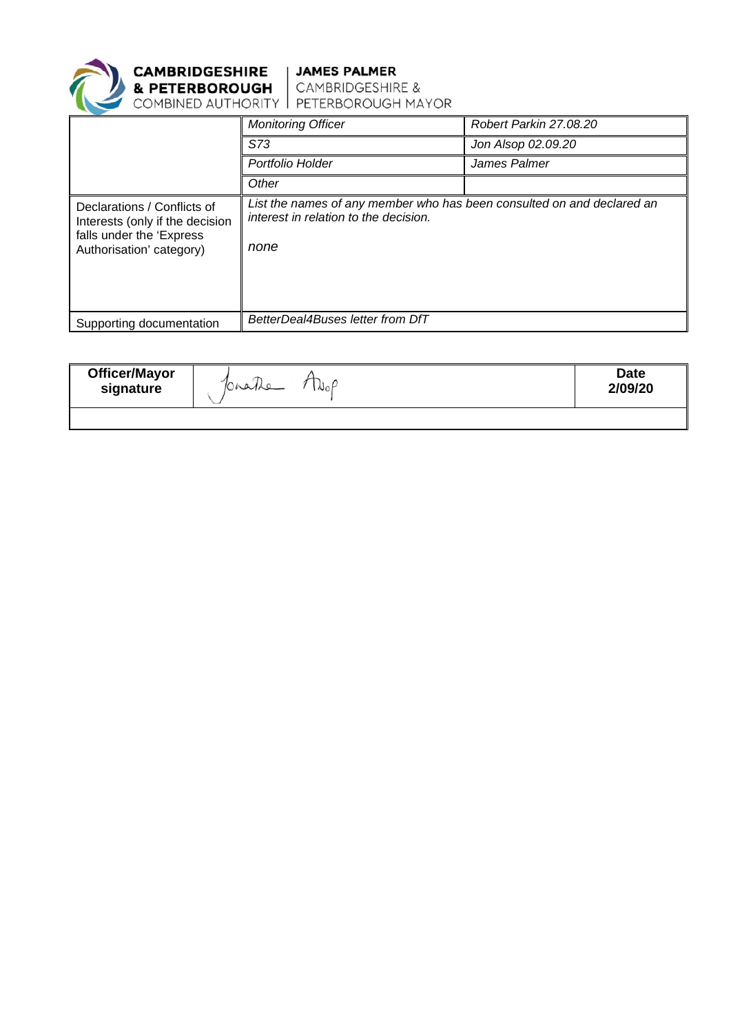**CAMBRIDGESHIRE & PETERBOROUGH COMBINED AUTHORITY** | **JAMES PALMER** CAMBRIDGESHIRE & PETERBOROUGH MAYOR

| | | |
|---|---|---|
| | *Monitoring Officer* | *Robert Parkin 27.08.20* |
| | *S73* | *Jon Alsop 02.09.20* |
| | *Portfolio Holder* | *James Palmer* |
| | *Other* | |
| Declarations / Conflicts of Interests (only if the decision falls under the 'Express Authorisation' category) | *List the names of any member who has been consulted on and declared an interest in relation to the decision.*<br><br>*none* | |
| Supporting documentation | *BetterDeal4Buses letter from DfT* | |

| | | |
|---|---|---|
| **Officer/Mayor signature** | Jonathan Alsop | **Date** 2/09/20 |
| | | |